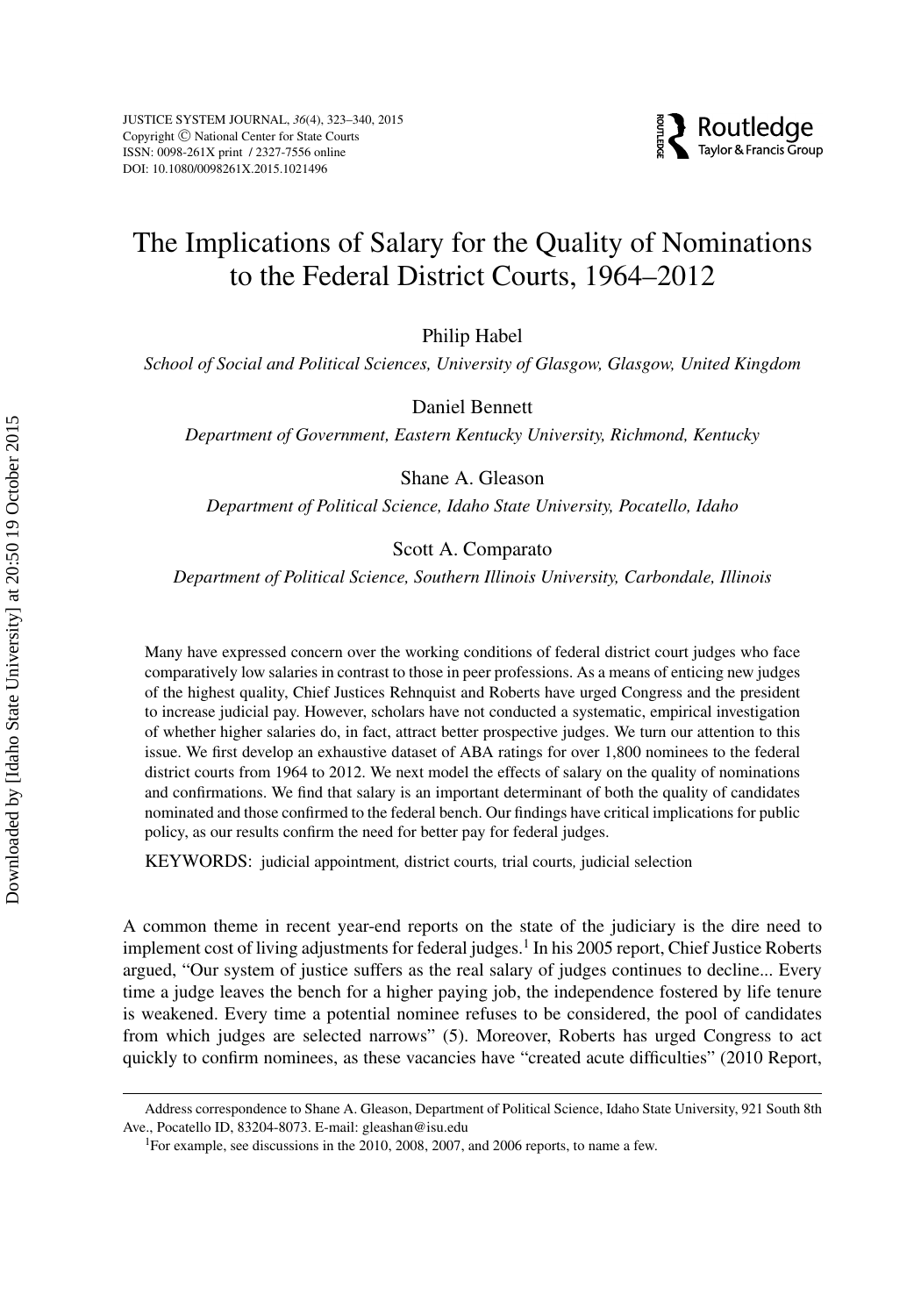# The Implications of Salary for the Quality of Nominations to the Federal District Courts, 1964–2012

Philip Habel

*School of Social and Political Sciences, University of Glasgow, Glasgow, United Kingdom*

Daniel Bennett

*Department of Government, Eastern Kentucky University, Richmond, Kentucky*

Shane A. Gleason

*Department of Political Science, Idaho State University, Pocatello, Idaho*

Scott A. Comparato

*Department of Political Science, Southern Illinois University, Carbondale, Illinois*

Many have expressed concern over the working conditions of federal district court judges who face comparatively low salaries in contrast to those in peer professions. As a means of enticing new judges of the highest quality, Chief Justices Rehnquist and Roberts have urged Congress and the president to increase judicial pay. However, scholars have not conducted a systematic, empirical investigation of whether higher salaries do, in fact, attract better prospective judges. We turn our attention to this issue. We first develop an exhaustive dataset of ABA ratings for over 1,800 nominees to the federal district courts from 1964 to 2012. We next model the effects of salary on the quality of nominations and confirmations. We find that salary is an important determinant of both the quality of candidates nominated and those confirmed to the federal bench. Our findings have critical implications for public policy, as our results confirm the need for better pay for federal judges.

KEYWORDS: judicial appointment*,* district courts*,* trial courts*,* judicial selection

A common theme in recent year-end reports on the state of the judiciary is the dire need to implement cost of living adjustments for federal judges.[1] In his 2005 report, Chief Justice Roberts argued, "Our system of justice suffers as the real salary of judges continues to decline... Every time a judge leaves the bench for a higher paying job, the independence fostered by life tenure is weakened. Every time a potential nominee refuses to be considered, the pool of candidates from which judges are selected narrows" (5). Moreover, Roberts has urged Congress to act quickly to confirm nominees, as these vacancies have "created acute difficulties" (2010 Report,

Address correspondence to Shane A. Gleason, Department of Political Science, Idaho State University, 921 South 8th Ave., Pocatello ID, 83204-8073. E-mail: gleashan@isu.edu

[1]For example, see discussions in the 2010, 2008, 2007, and 2006 reports, to name a few.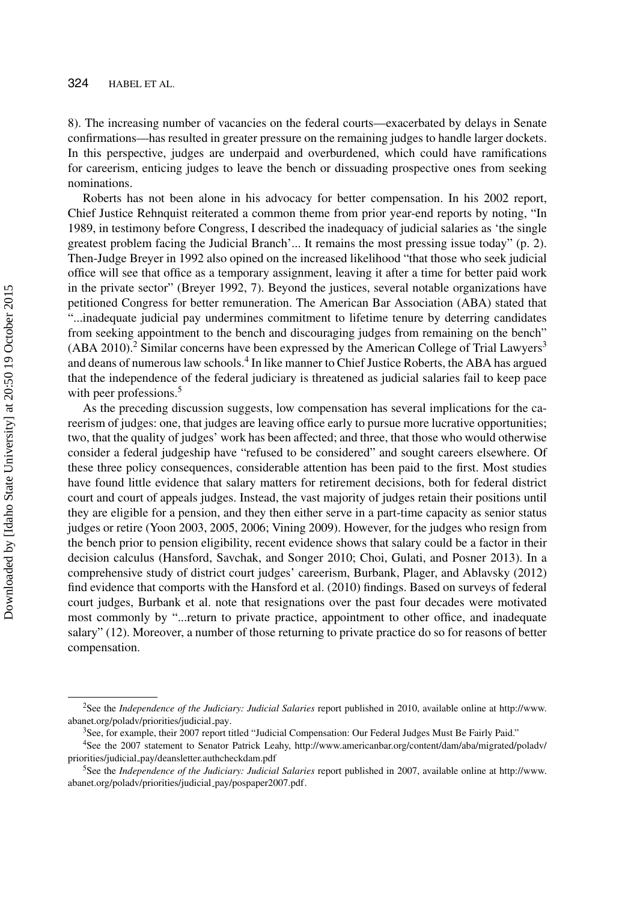8). The increasing number of vacancies on the federal courts—exacerbated by delays in Senate confirmations—has resulted in greater pressure on the remaining judges to handle larger dockets. In this perspective, judges are underpaid and overburdened, which could have ramifications for careerism, enticing judges to leave the bench or dissuading prospective ones from seeking nominations.

Roberts has not been alone in his advocacy for better compensation. In his 2002 report, Chief Justice Rehnquist reiterated a common theme from prior year-end reports by noting, "In 1989, in testimony before Congress, I described the inadequacy of judicial salaries as 'the single greatest problem facing the Judicial Branch'... It remains the most pressing issue today" (p. 2). Then-Judge Breyer in 1992 also opined on the increased likelihood "that those who seek judicial office will see that office as a temporary assignment, leaving it after a time for better paid work in the private sector" (Breyer 1992, 7). Beyond the justices, several notable organizations have petitioned Congress for better remuneration. The American Bar Association (ABA) stated that "...inadequate judicial pay undermines commitment to lifetime tenure by deterring candidates from seeking appointment to the bench and discouraging judges from remaining on the bench" (ABA 2010).[2] Similar concerns have been expressed by the American College of Trial Lawyers[3] and deans of numerous law schools.[4] In like manner to Chief Justice Roberts, the ABA has argued that the independence of the federal judiciary is threatened as judicial salaries fail to keep pace with peer professions.[5]

As the preceding discussion suggests, low compensation has several implications for the careerism of judges: one, that judges are leaving office early to pursue more lucrative opportunities; two, that the quality of judges' work has been affected; and three, that those who would otherwise consider a federal judgeship have "refused to be considered" and sought careers elsewhere. Of these three policy consequences, considerable attention has been paid to the first. Most studies have found little evidence that salary matters for retirement decisions, both for federal district court and court of appeals judges. Instead, the vast majority of judges retain their positions until they are eligible for a pension, and they then either serve in a part-time capacity as senior status judges or retire (Yoon 2003, 2005, 2006; Vining 2009). However, for the judges who resign from the bench prior to pension eligibility, recent evidence shows that salary could be a factor in their decision calculus (Hansford, Savchak, and Songer 2010; Choi, Gulati, and Posner 2013). In a comprehensive study of district court judges' careerism, Burbank, Plager, and Ablavsky (2012) find evidence that comports with the Hansford et al. (2010) findings. Based on surveys of federal court judges, Burbank et al. note that resignations over the past four decades were motivated most commonly by "...return to private practice, appointment to other office, and inadequate salary" (12). Moreover, a number of those returning to private practice do so for reasons of better compensation.

---

[2]See the *Independence of the Judiciary: Judicial Salaries* report published in 2010, available online at http://www.abanet.org/poladv/priorities/judicial_pay.

[3]See, for example, their 2007 report titled "Judicial Compensation: Our Federal Judges Must Be Fairly Paid."

[4]See the 2007 statement to Senator Patrick Leahy, http://www.americanbar.org/content/dam/aba/migrated/poladv/priorities/judicial_pay/deansletter.authcheckdam.pdf

[5]See the *Independence of the Judiciary: Judicial Salaries* report published in 2007, available online at http://www.abanet.org/poladv/priorities/judicial_pay/pospaper2007.pdf.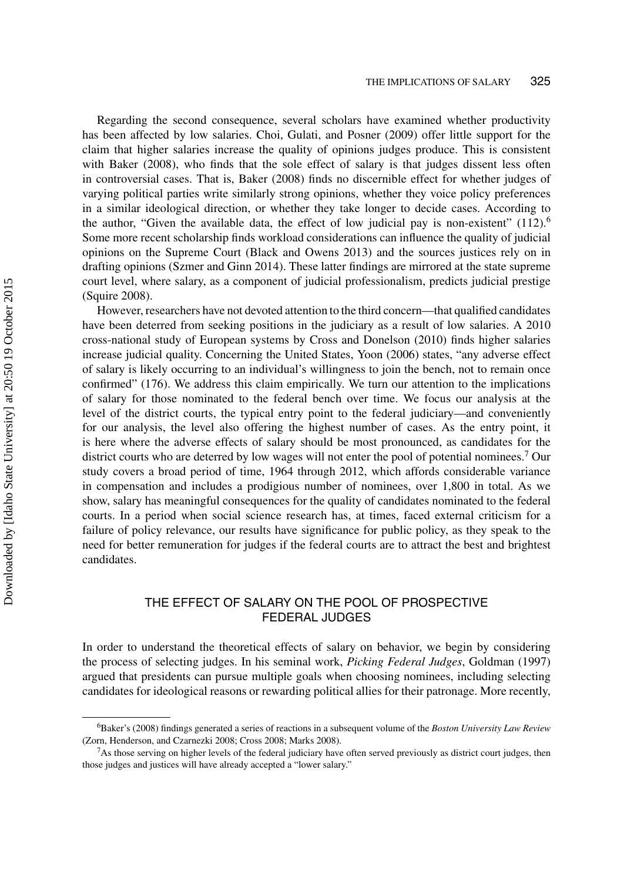Regarding the second consequence, several scholars have examined whether productivity has been affected by low salaries. Choi, Gulati, and Posner (2009) offer little support for the claim that higher salaries increase the quality of opinions judges produce. This is consistent with Baker (2008), who finds that the sole effect of salary is that judges dissent less often in controversial cases. That is, Baker (2008) finds no discernible effect for whether judges of varying political parties write similarly strong opinions, whether they voice policy preferences in a similar ideological direction, or whether they take longer to decide cases. According to the author, "Given the available data, the effect of low judicial pay is non-existent" (112).[6] Some more recent scholarship finds workload considerations can influence the quality of judicial opinions on the Supreme Court (Black and Owens 2013) and the sources justices rely on in drafting opinions (Szmer and Ginn 2014). These latter findings are mirrored at the state supreme court level, where salary, as a component of judicial professionalism, predicts judicial prestige (Squire 2008).

However, researchers have not devoted attention to the third concern—that qualified candidates have been deterred from seeking positions in the judiciary as a result of low salaries. A 2010 cross-national study of European systems by Cross and Donelson (2010) finds higher salaries increase judicial quality. Concerning the United States, Yoon (2006) states, "any adverse effect of salary is likely occurring to an individual's willingness to join the bench, not to remain once confirmed" (176). We address this claim empirically. We turn our attention to the implications of salary for those nominated to the federal bench over time. We focus our analysis at the level of the district courts, the typical entry point to the federal judiciary—and conveniently for our analysis, the level also offering the highest number of cases. As the entry point, it is here where the adverse effects of salary should be most pronounced, as candidates for the district courts who are deterred by low wages will not enter the pool of potential nominees.[7] Our study covers a broad period of time, 1964 through 2012, which affords considerable variance in compensation and includes a prodigious number of nominees, over 1,800 in total. As we show, salary has meaningful consequences for the quality of candidates nominated to the federal courts. In a period when social science research has, at times, faced external criticism for a failure of policy relevance, our results have significance for public policy, as they speak to the need for better remuneration for judges if the federal courts are to attract the best and brightest candidates.

## THE EFFECT OF SALARY ON THE POOL OF PROSPECTIVE FEDERAL JUDGES

In order to understand the theoretical effects of salary on behavior, we begin by considering the process of selecting judges. In his seminal work, *Picking Federal Judges*, Goldman (1997) argued that presidents can pursue multiple goals when choosing nominees, including selecting candidates for ideological reasons or rewarding political allies for their patronage. More recently,

[6] Baker's (2008) findings generated a series of reactions in a subsequent volume of the *Boston University Law Review* (Zorn, Henderson, and Czarnezki 2008; Cross 2008; Marks 2008).

[7] As those serving on higher levels of the federal judiciary have often served previously as district court judges, then those judges and justices will have already accepted a "lower salary."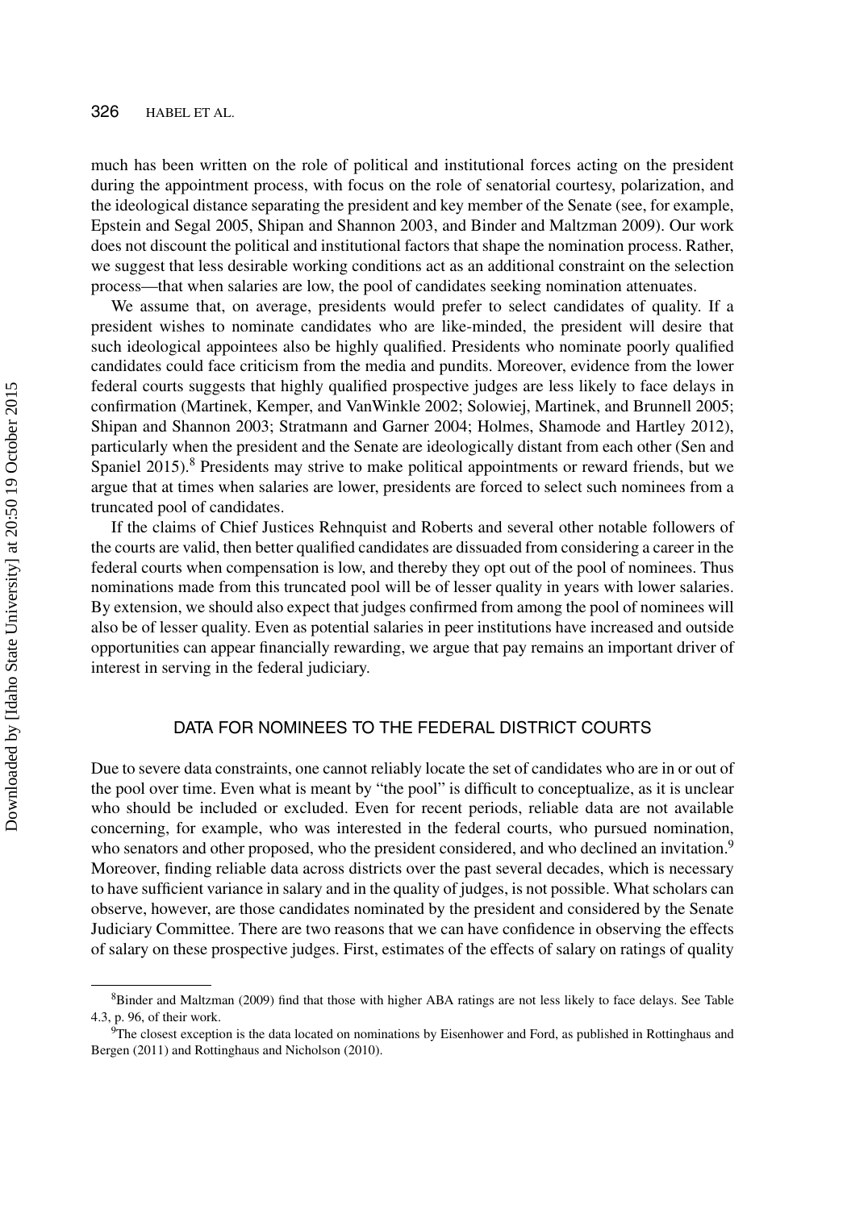much has been written on the role of political and institutional forces acting on the president during the appointment process, with focus on the role of senatorial courtesy, polarization, and the ideological distance separating the president and key member of the Senate (see, for example, Epstein and Segal 2005, Shipan and Shannon 2003, and Binder and Maltzman 2009). Our work does not discount the political and institutional factors that shape the nomination process. Rather, we suggest that less desirable working conditions act as an additional constraint on the selection process—that when salaries are low, the pool of candidates seeking nomination attenuates.

We assume that, on average, presidents would prefer to select candidates of quality. If a president wishes to nominate candidates who are like-minded, the president will desire that such ideological appointees also be highly qualified. Presidents who nominate poorly qualified candidates could face criticism from the media and pundits. Moreover, evidence from the lower federal courts suggests that highly qualified prospective judges are less likely to face delays in confirmation (Martinek, Kemper, and VanWinkle 2002; Solowiej, Martinek, and Brunnell 2005; Shipan and Shannon 2003; Stratmann and Garner 2004; Holmes, Shamode and Hartley 2012), particularly when the president and the Senate are ideologically distant from each other (Sen and Spaniel 2015).[8] Presidents may strive to make political appointments or reward friends, but we argue that at times when salaries are lower, presidents are forced to select such nominees from a truncated pool of candidates.

If the claims of Chief Justices Rehnquist and Roberts and several other notable followers of the courts are valid, then better qualified candidates are dissuaded from considering a career in the federal courts when compensation is low, and thereby they opt out of the pool of nominees. Thus nominations made from this truncated pool will be of lesser quality in years with lower salaries. By extension, we should also expect that judges confirmed from among the pool of nominees will also be of lesser quality. Even as potential salaries in peer institutions have increased and outside opportunities can appear financially rewarding, we argue that pay remains an important driver of interest in serving in the federal judiciary.

## DATA FOR NOMINEES TO THE FEDERAL DISTRICT COURTS

Due to severe data constraints, one cannot reliably locate the set of candidates who are in or out of the pool over time. Even what is meant by "the pool" is difficult to conceptualize, as it is unclear who should be included or excluded. Even for recent periods, reliable data are not available concerning, for example, who was interested in the federal courts, who pursued nomination, who senators and other proposed, who the president considered, and who declined an invitation.[9] Moreover, finding reliable data across districts over the past several decades, which is necessary to have sufficient variance in salary and in the quality of judges, is not possible. What scholars can observe, however, are those candidates nominated by the president and considered by the Senate Judiciary Committee. There are two reasons that we can have confidence in observing the effects of salary on these prospective judges. First, estimates of the effects of salary on ratings of quality

[8] Binder and Maltzman (2009) find that those with higher ABA ratings are not less likely to face delays. See Table 4.3, p. 96, of their work.

[9] The closest exception is the data located on nominations by Eisenhower and Ford, as published in Rottinghaus and Bergen (2011) and Rottinghaus and Nicholson (2010).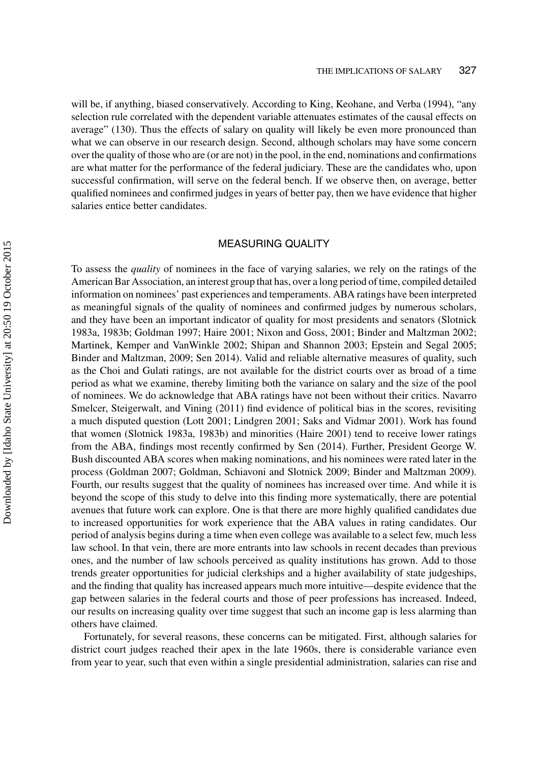will be, if anything, biased conservatively. According to King, Keohane, and Verba (1994), "any selection rule correlated with the dependent variable attenuates estimates of the causal effects on average" (130). Thus the effects of salary on quality will likely be even more pronounced than what we can observe in our research design. Second, although scholars may have some concern over the quality of those who are (or are not) in the pool, in the end, nominations and confirmations are what matter for the performance of the federal judiciary. These are the candidates who, upon successful confirmation, will serve on the federal bench. If we observe then, on average, better qualified nominees and confirmed judges in years of better pay, then we have evidence that higher salaries entice better candidates.

## MEASURING QUALITY

To assess the *quality* of nominees in the face of varying salaries, we rely on the ratings of the American Bar Association, an interest group that has, over a long period of time, compiled detailed information on nominees' past experiences and temperaments. ABA ratings have been interpreted as meaningful signals of the quality of nominees and confirmed judges by numerous scholars, and they have been an important indicator of quality for most presidents and senators (Slotnick 1983a, 1983b; Goldman 1997; Haire 2001; Nixon and Goss, 2001; Binder and Maltzman 2002; Martinek, Kemper and VanWinkle 2002; Shipan and Shannon 2003; Epstein and Segal 2005; Binder and Maltzman, 2009; Sen 2014). Valid and reliable alternative measures of quality, such as the Choi and Gulati ratings, are not available for the district courts over as broad of a time period as what we examine, thereby limiting both the variance on salary and the size of the pool of nominees. We do acknowledge that ABA ratings have not been without their critics. Navarro Smelcer, Steigerwalt, and Vining (2011) find evidence of political bias in the scores, revisiting a much disputed question (Lott 2001; Lindgren 2001; Saks and Vidmar 2001). Work has found that women (Slotnick 1983a, 1983b) and minorities (Haire 2001) tend to receive lower ratings from the ABA, findings most recently confirmed by Sen (2014). Further, President George W. Bush discounted ABA scores when making nominations, and his nominees were rated later in the process (Goldman 2007; Goldman, Schiavoni and Slotnick 2009; Binder and Maltzman 2009). Fourth, our results suggest that the quality of nominees has increased over time. And while it is beyond the scope of this study to delve into this finding more systematically, there are potential avenues that future work can explore. One is that there are more highly qualified candidates due to increased opportunities for work experience that the ABA values in rating candidates. Our period of analysis begins during a time when even college was available to a select few, much less law school. In that vein, there are more entrants into law schools in recent decades than previous ones, and the number of law schools perceived as quality institutions has grown. Add to those trends greater opportunities for judicial clerkships and a higher availability of state judgeships, and the finding that quality has increased appears much more intuitive—despite evidence that the gap between salaries in the federal courts and those of peer professions has increased. Indeed, our results on increasing quality over time suggest that such an income gap is less alarming than others have claimed.

Fortunately, for several reasons, these concerns can be mitigated. First, although salaries for district court judges reached their apex in the late 1960s, there is considerable variance even from year to year, such that even within a single presidential administration, salaries can rise and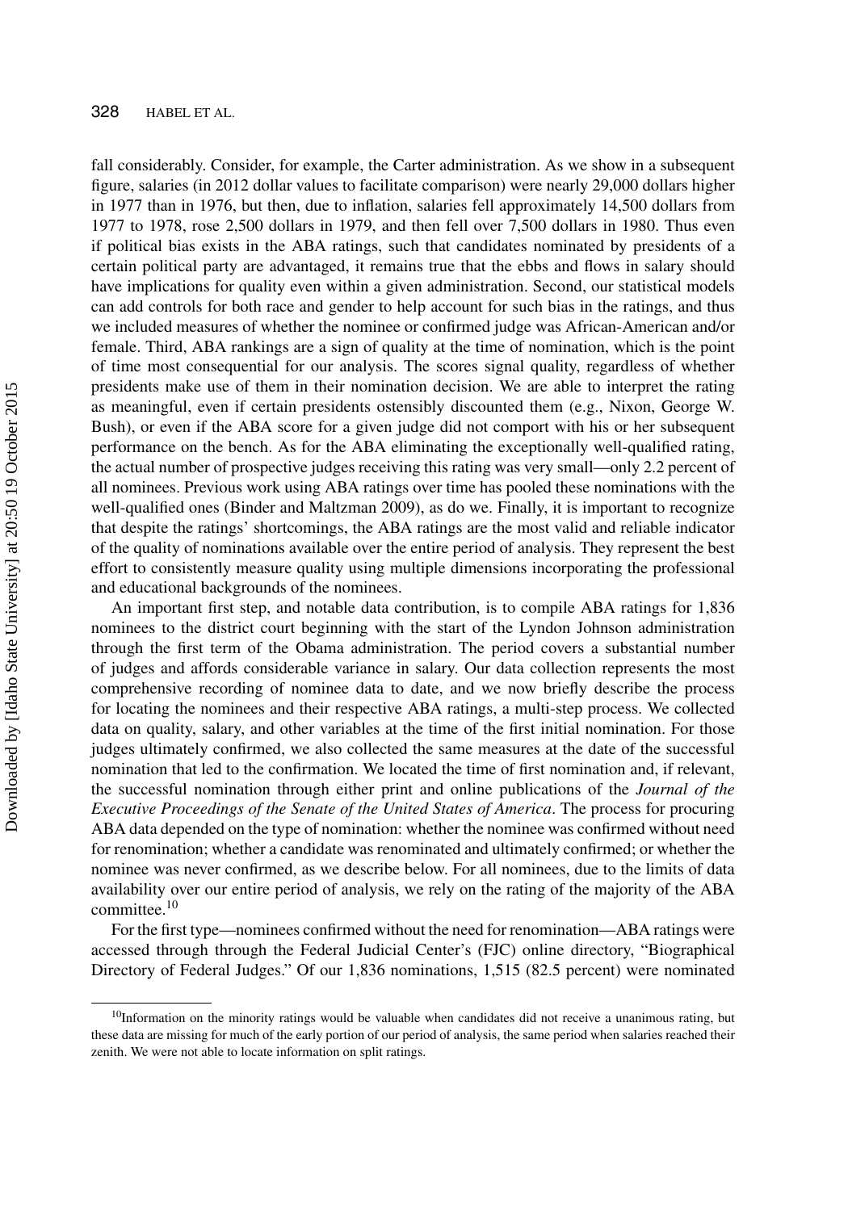fall considerably. Consider, for example, the Carter administration. As we show in a subsequent figure, salaries (in 2012 dollar values to facilitate comparison) were nearly 29,000 dollars higher in 1977 than in 1976, but then, due to inflation, salaries fell approximately 14,500 dollars from 1977 to 1978, rose 2,500 dollars in 1979, and then fell over 7,500 dollars in 1980. Thus even if political bias exists in the ABA ratings, such that candidates nominated by presidents of a certain political party are advantaged, it remains true that the ebbs and flows in salary should have implications for quality even within a given administration. Second, our statistical models can add controls for both race and gender to help account for such bias in the ratings, and thus we included measures of whether the nominee or confirmed judge was African-American and/or female. Third, ABA rankings are a sign of quality at the time of nomination, which is the point of time most consequential for our analysis. The scores signal quality, regardless of whether presidents make use of them in their nomination decision. We are able to interpret the rating as meaningful, even if certain presidents ostensibly discounted them (e.g., Nixon, George W. Bush), or even if the ABA score for a given judge did not comport with his or her subsequent performance on the bench. As for the ABA eliminating the exceptionally well-qualified rating, the actual number of prospective judges receiving this rating was very small—only 2.2 percent of all nominees. Previous work using ABA ratings over time has pooled these nominations with the well-qualified ones (Binder and Maltzman 2009), as do we. Finally, it is important to recognize that despite the ratings' shortcomings, the ABA ratings are the most valid and reliable indicator of the quality of nominations available over the entire period of analysis. They represent the best effort to consistently measure quality using multiple dimensions incorporating the professional and educational backgrounds of the nominees.

An important first step, and notable data contribution, is to compile ABA ratings for 1,836 nominees to the district court beginning with the start of the Lyndon Johnson administration through the first term of the Obama administration. The period covers a substantial number of judges and affords considerable variance in salary. Our data collection represents the most comprehensive recording of nominee data to date, and we now briefly describe the process for locating the nominees and their respective ABA ratings, a multi-step process. We collected data on quality, salary, and other variables at the time of the first initial nomination. For those judges ultimately confirmed, we also collected the same measures at the date of the successful nomination that led to the confirmation. We located the time of first nomination and, if relevant, the successful nomination through either print and online publications of the *Journal of the Executive Proceedings of the Senate of the United States of America*. The process for procuring ABA data depended on the type of nomination: whether the nominee was confirmed without need for renomination; whether a candidate was renominated and ultimately confirmed; or whether the nominee was never confirmed, as we describe below. For all nominees, due to the limits of data availability over our entire period of analysis, we rely on the rating of the majority of the ABA committee.[10]

For the first type—nominees confirmed without the need for renomination—ABA ratings were accessed through through the Federal Judicial Center's (FJC) online directory, "Biographical Directory of Federal Judges." Of our 1,836 nominations, 1,515 (82.5 percent) were nominated

[10]Information on the minority ratings would be valuable when candidates did not receive a unanimous rating, but these data are missing for much of the early portion of our period of analysis, the same period when salaries reached their zenith. We were not able to locate information on split ratings.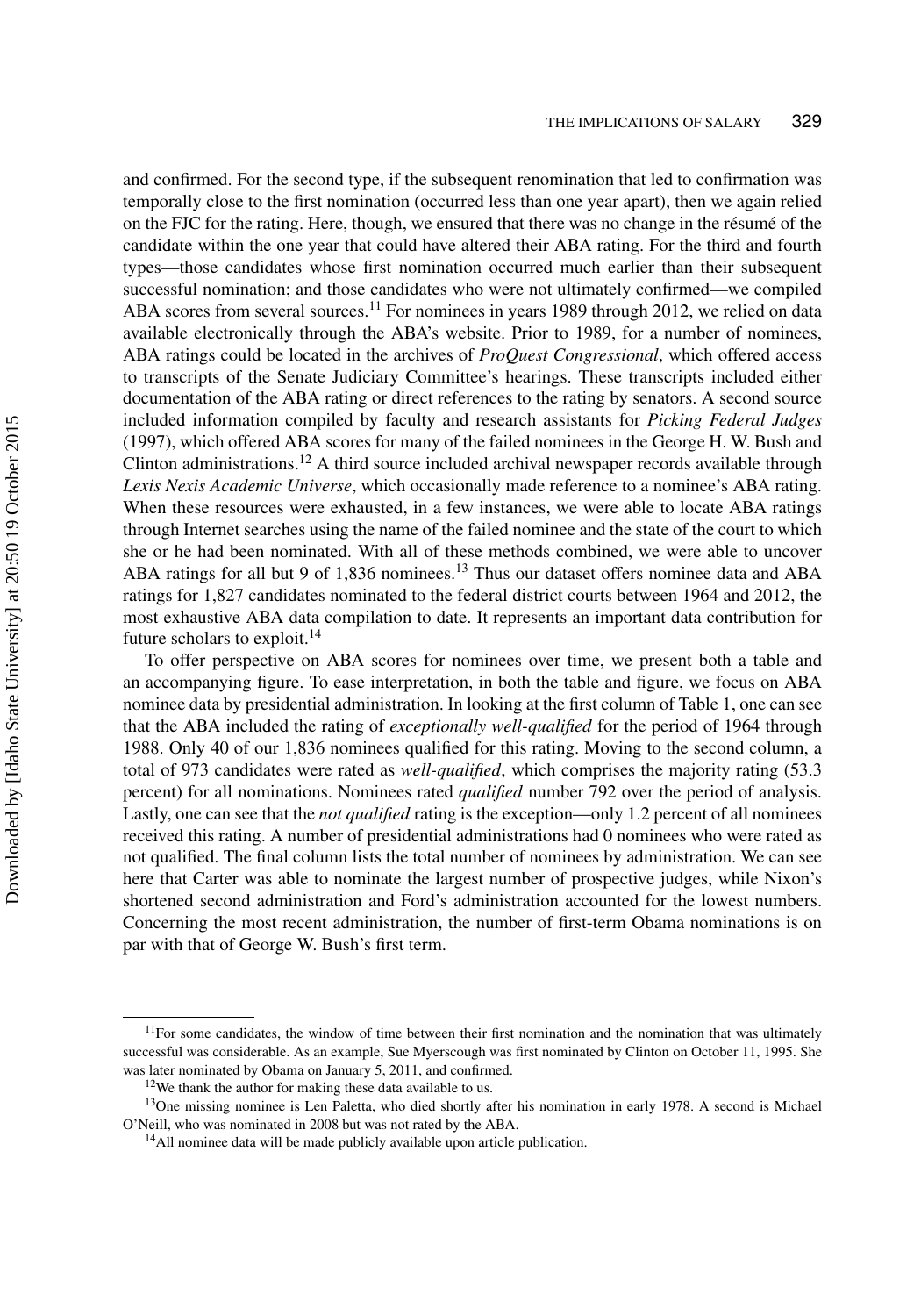and confirmed. For the second type, if the subsequent renomination that led to confirmation was temporally close to the first nomination (occurred less than one year apart), then we again relied on the FJC for the rating. Here, though, we ensured that there was no change in the résumé of the candidate within the one year that could have altered their ABA rating. For the third and fourth types—those candidates whose first nomination occurred much earlier than their subsequent successful nomination; and those candidates who were not ultimately confirmed—we compiled ABA scores from several sources.[11] For nominees in years 1989 through 2012, we relied on data available electronically through the ABA's website. Prior to 1989, for a number of nominees, ABA ratings could be located in the archives of *ProQuest Congressional*, which offered access to transcripts of the Senate Judiciary Committee's hearings. These transcripts included either documentation of the ABA rating or direct references to the rating by senators. A second source included information compiled by faculty and research assistants for *Picking Federal Judges* (1997), which offered ABA scores for many of the failed nominees in the George H. W. Bush and Clinton administrations.[12] A third source included archival newspaper records available through *Lexis Nexis Academic Universe*, which occasionally made reference to a nominee's ABA rating. When these resources were exhausted, in a few instances, we were able to locate ABA ratings through Internet searches using the name of the failed nominee and the state of the court to which she or he had been nominated. With all of these methods combined, we were able to uncover ABA ratings for all but 9 of 1,836 nominees.[13] Thus our dataset offers nominee data and ABA ratings for 1,827 candidates nominated to the federal district courts between 1964 and 2012, the most exhaustive ABA data compilation to date. It represents an important data contribution for future scholars to exploit.[14]

To offer perspective on ABA scores for nominees over time, we present both a table and an accompanying figure. To ease interpretation, in both the table and figure, we focus on ABA nominee data by presidential administration. In looking at the first column of Table 1, one can see that the ABA included the rating of *exceptionally well-qualified* for the period of 1964 through 1988. Only 40 of our 1,836 nominees qualified for this rating. Moving to the second column, a total of 973 candidates were rated as *well-qualified*, which comprises the majority rating (53.3 percent) for all nominations. Nominees rated *qualified* number 792 over the period of analysis. Lastly, one can see that the *not qualified* rating is the exception—only 1.2 percent of all nominees received this rating. A number of presidential administrations had 0 nominees who were rated as not qualified. The final column lists the total number of nominees by administration. We can see here that Carter was able to nominate the largest number of prospective judges, while Nixon's shortened second administration and Ford's administration accounted for the lowest numbers. Concerning the most recent administration, the number of first-term Obama nominations is on par with that of George W. Bush's first term.

[11] For some candidates, the window of time between their first nomination and the nomination that was ultimately successful was considerable. As an example, Sue Myerscough was first nominated by Clinton on October 11, 1995. She was later nominated by Obama on January 5, 2011, and confirmed.

[12] We thank the author for making these data available to us.

[13] One missing nominee is Len Paletta, who died shortly after his nomination in early 1978. A second is Michael O'Neill, who was nominated in 2008 but was not rated by the ABA.

[14] All nominee data will be made publicly available upon article publication.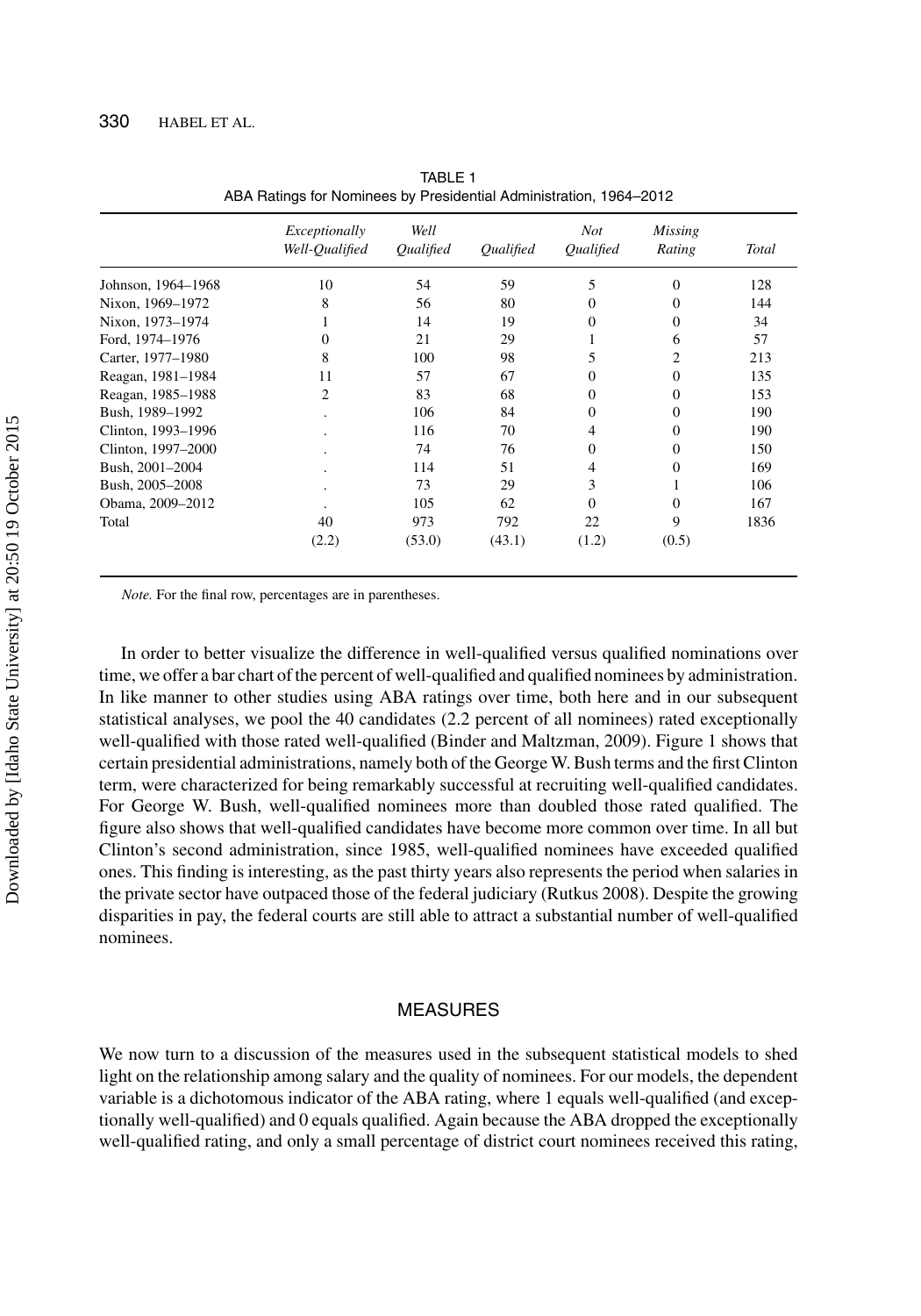TABLE 1
ABA Ratings for Nominees by Presidential Administration, 1964–2012

| | *Exceptionally Well-Qualified* | *Well Qualified* | *Qualified* | *Not Qualified* | *Missing Rating* | *Total* |
|---|---|---|---|---|---|---|
| Johnson, 1964–1968 | 10 | 54 | 59 | 5 | 0 | 128 |
| Nixon, 1969–1972 | 8 | 56 | 80 | 0 | 0 | 144 |
| Nixon, 1973–1974 | 1 | 14 | 19 | 0 | 0 | 34 |
| Ford, 1974–1976 | 0 | 21 | 29 | 1 | 6 | 57 |
| Carter, 1977–1980 | 8 | 100 | 98 | 5 | 2 | 213 |
| Reagan, 1981–1984 | 11 | 57 | 67 | 0 | 0 | 135 |
| Reagan, 1985–1988 | 2 | 83 | 68 | 0 | 0 | 153 |
| Bush, 1989–1992 | . | 106 | 84 | 0 | 0 | 190 |
| Clinton, 1993–1996 | . | 116 | 70 | 4 | 0 | 190 |
| Clinton, 1997–2000 | . | 74 | 76 | 0 | 0 | 150 |
| Bush, 2001–2004 | . | 114 | 51 | 4 | 0 | 169 |
| Bush, 2005–2008 | . | 73 | 29 | 3 | 1 | 106 |
| Obama, 2009–2012 | . | 105 | 62 | 0 | 0 | 167 |
| Total | 40 | 973 | 792 | 22 | 9 | 1836 |
| | (2.2) | (53.0) | (43.1) | (1.2) | (0.5) | |

*Note.* For the final row, percentages are in parentheses.

In order to better visualize the difference in well-qualified versus qualified nominations over time, we offer a bar chart of the percent of well-qualified and qualified nominees by administration. In like manner to other studies using ABA ratings over time, both here and in our subsequent statistical analyses, we pool the 40 candidates (2.2 percent of all nominees) rated exceptionally well-qualified with those rated well-qualified (Binder and Maltzman, 2009). Figure 1 shows that certain presidential administrations, namely both of the George W. Bush terms and the first Clinton term, were characterized for being remarkably successful at recruiting well-qualified candidates. For George W. Bush, well-qualified nominees more than doubled those rated qualified. The figure also shows that well-qualified candidates have become more common over time. In all but Clinton's second administration, since 1985, well-qualified nominees have exceeded qualified ones. This finding is interesting, as the past thirty years also represents the period when salaries in the private sector have outpaced those of the federal judiciary (Rutkus 2008). Despite the growing disparities in pay, the federal courts are still able to attract a substantial number of well-qualified nominees.

## MEASURES

We now turn to a discussion of the measures used in the subsequent statistical models to shed light on the relationship among salary and the quality of nominees. For our models, the dependent variable is a dichotomous indicator of the ABA rating, where 1 equals well-qualified (and exceptionally well-qualified) and 0 equals qualified. Again because the ABA dropped the exceptionally well-qualified rating, and only a small percentage of district court nominees received this rating,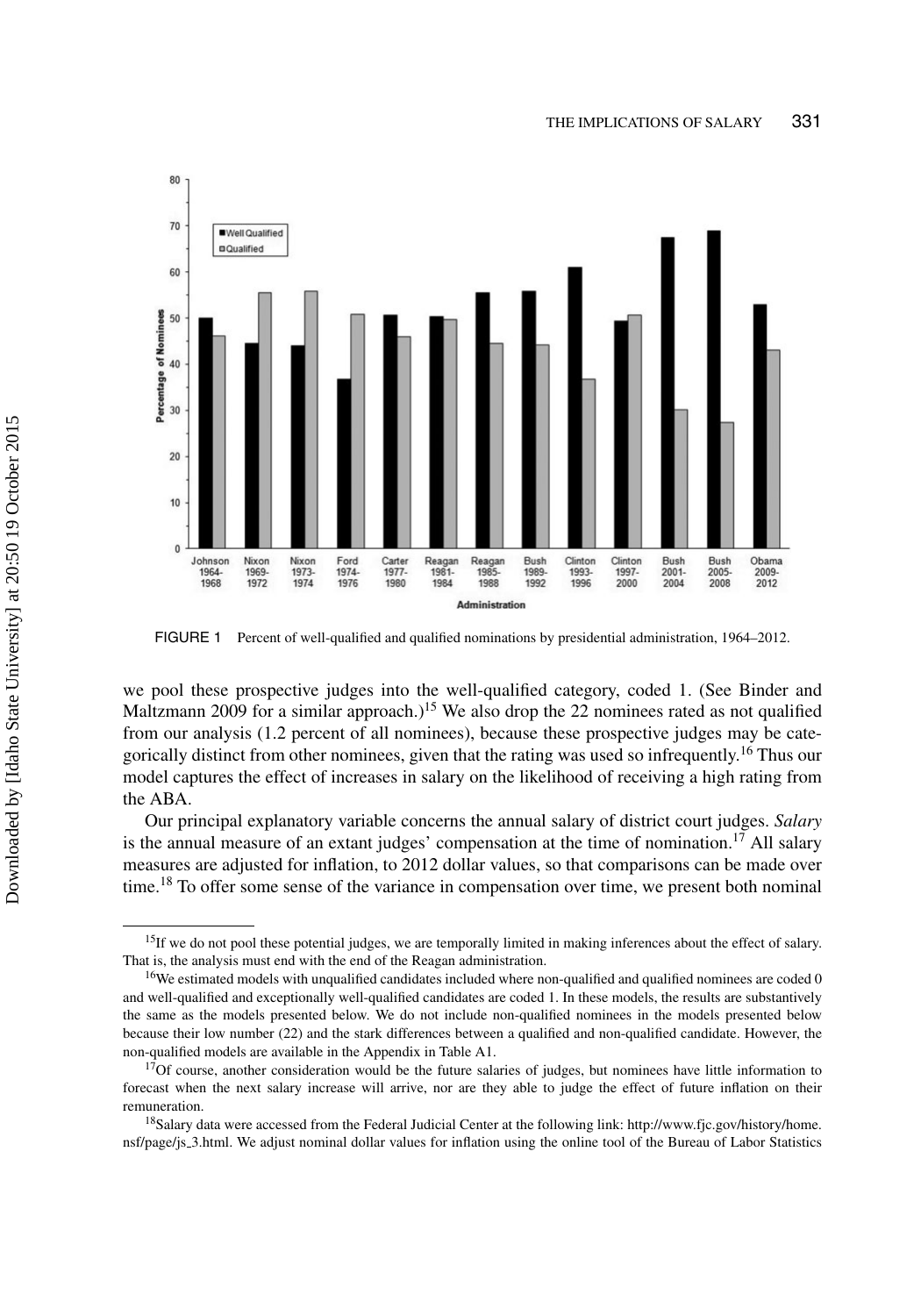FIGURE 1 Percent of well-qualified and qualified nominations by presidential administration, 1964–2012.

we pool these prospective judges into the well-qualified category, coded 1. (See Binder and Maltzmann 2009 for a similar approach.)[15] We also drop the 22 nominees rated as not qualified from our analysis (1.2 percent of all nominees), because these prospective judges may be categorically distinct from other nominees, given that the rating was used so infrequently.[16] Thus our model captures the effect of increases in salary on the likelihood of receiving a high rating from the ABA.

Our principal explanatory variable concerns the annual salary of district court judges. *Salary* is the annual measure of an extant judges' compensation at the time of nomination.[17] All salary measures are adjusted for inflation, to 2012 dollar values, so that comparisons can be made over time.[18] To offer some sense of the variance in compensation over time, we present both nominal

[15]If we do not pool these potential judges, we are temporally limited in making inferences about the effect of salary. That is, the analysis must end with the end of the Reagan administration.

[16]We estimated models with unqualified candidates included where non-qualified and qualified nominees are coded 0 and well-qualified and exceptionally well-qualified candidates are coded 1. In these models, the results are substantively the same as the models presented below. We do not include non-qualified nominees in the models presented below because their low number (22) and the stark differences between a qualified and non-qualified candidate. However, the non-qualified models are available in the Appendix in Table A1.

[17]Of course, another consideration would be the future salaries of judges, but nominees have little information to forecast when the next salary increase will arrive, nor are they able to judge the effect of future inflation on their remuneration.

[18]Salary data were accessed from the Federal Judicial Center at the following link: http://www.fjc.gov/history/home.nsf/page/js_3.html. We adjust nominal dollar values for inflation using the online tool of the Bureau of Labor Statistics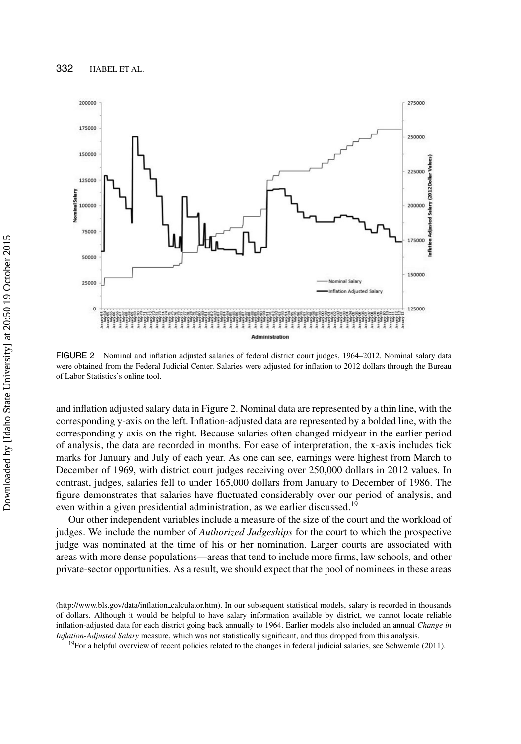FIGURE 2 Nominal and inflation adjusted salaries of federal district court judges, 1964–2012. Nominal salary data were obtained from the Federal Judicial Center. Salaries were adjusted for inflation to 2012 dollars through the Bureau of Labor Statistics's online tool.

and inflation adjusted salary data in Figure 2. Nominal data are represented by a thin line, with the corresponding y-axis on the left. Inflation-adjusted data are represented by a bolded line, with the corresponding y-axis on the right. Because salaries often changed midyear in the earlier period of analysis, the data are recorded in months. For ease of interpretation, the x-axis includes tick marks for January and July of each year. As one can see, earnings were highest from March to December of 1969, with district court judges receiving over 250,000 dollars in 2012 values. In contrast, judges, salaries fell to under 165,000 dollars from January to December of 1986. The figure demonstrates that salaries have fluctuated considerably over our period of analysis, and even within a given presidential administration, as we earlier discussed.[19]

Our other independent variables include a measure of the size of the court and the workload of judges. We include the number of *Authorized Judgeships* for the court to which the prospective judge was nominated at the time of his or her nomination. Larger courts are associated with areas with more dense populations—areas that tend to include more firms, law schools, and other private-sector opportunities. As a result, we should expect that the pool of nominees in these areas

(http://www.bls.gov/data/inflation_calculator.htm). In our subsequent statistical models, salary is recorded in thousands of dollars. Although it would be helpful to have salary information available by district, we cannot locate reliable inflation-adjusted data for each district going back annually to 1964. Earlier models also included an annual *Change in Inflation-Adjusted Salary* measure, which was not statistically significant, and thus dropped from this analysis.

[19]For a helpful overview of recent policies related to the changes in federal judicial salaries, see Schwemle (2011).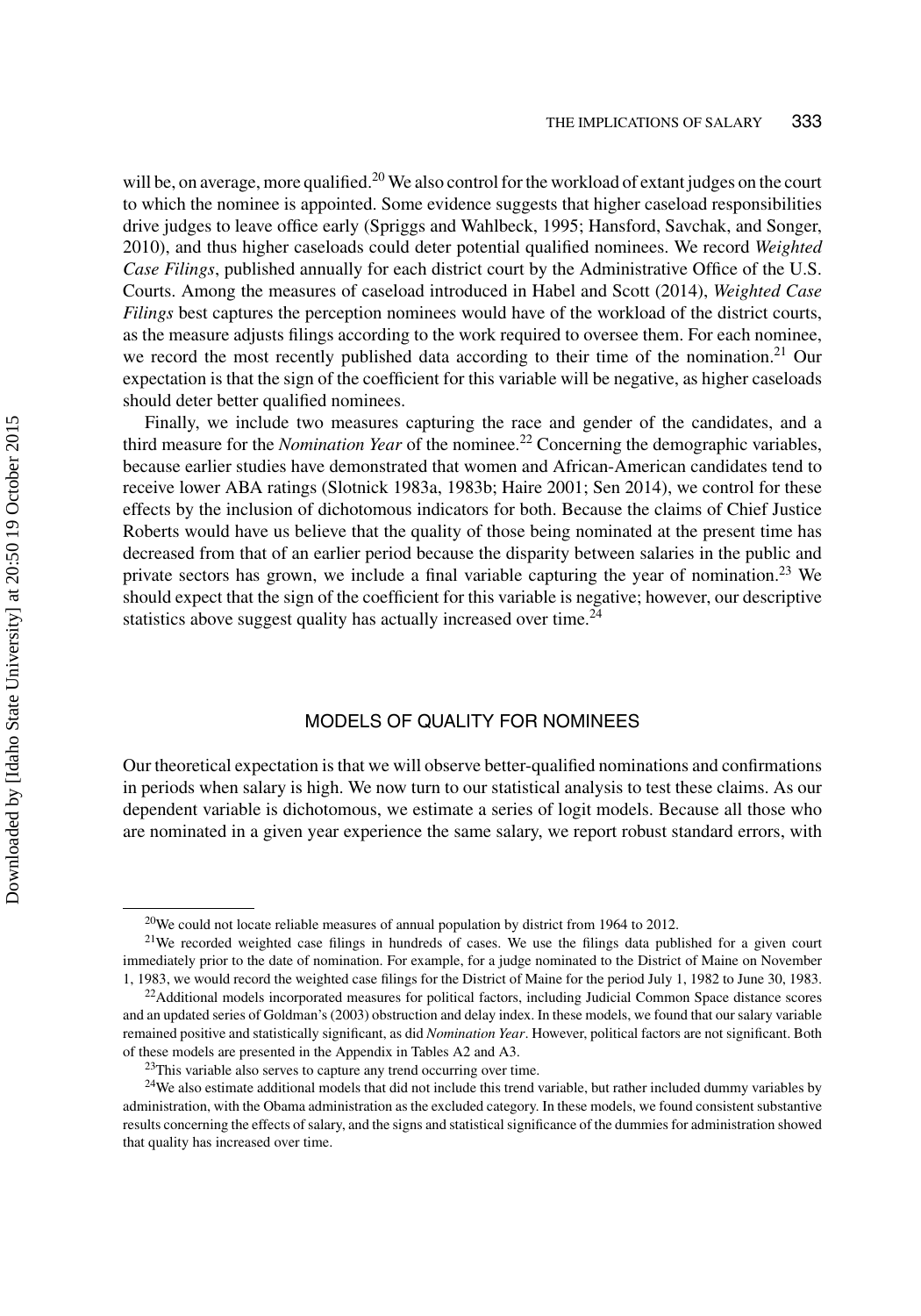will be, on average, more qualified.[20] We also control for the workload of extant judges on the court to which the nominee is appointed. Some evidence suggests that higher caseload responsibilities drive judges to leave office early (Spriggs and Wahlbeck, 1995; Hansford, Savchak, and Songer, 2010), and thus higher caseloads could deter potential qualified nominees. We record *Weighted Case Filings*, published annually for each district court by the Administrative Office of the U.S. Courts. Among the measures of caseload introduced in Habel and Scott (2014), *Weighted Case Filings* best captures the perception nominees would have of the workload of the district courts, as the measure adjusts filings according to the work required to oversee them. For each nominee, we record the most recently published data according to their time of the nomination.[21] Our expectation is that the sign of the coefficient for this variable will be negative, as higher caseloads should deter better qualified nominees.

Finally, we include two measures capturing the race and gender of the candidates, and a third measure for the *Nomination Year* of the nominee.[22] Concerning the demographic variables, because earlier studies have demonstrated that women and African-American candidates tend to receive lower ABA ratings (Slotnick 1983a, 1983b; Haire 2001; Sen 2014), we control for these effects by the inclusion of dichotomous indicators for both. Because the claims of Chief Justice Roberts would have us believe that the quality of those being nominated at the present time has decreased from that of an earlier period because the disparity between salaries in the public and private sectors has grown, we include a final variable capturing the year of nomination.[23] We should expect that the sign of the coefficient for this variable is negative; however, our descriptive statistics above suggest quality has actually increased over time.[24]

## MODELS OF QUALITY FOR NOMINEES

Our theoretical expectation is that we will observe better-qualified nominations and confirmations in periods when salary is high. We now turn to our statistical analysis to test these claims. As our dependent variable is dichotomous, we estimate a series of logit models. Because all those who are nominated in a given year experience the same salary, we report robust standard errors, with

---

[20] We could not locate reliable measures of annual population by district from 1964 to 2012.

[21] We recorded weighted case filings in hundreds of cases. We use the filings data published for a given court immediately prior to the date of nomination. For example, for a judge nominated to the District of Maine on November 1, 1983, we would record the weighted case filings for the District of Maine for the period July 1, 1982 to June 30, 1983.

[22] Additional models incorporated measures for political factors, including Judicial Common Space distance scores and an updated series of Goldman's (2003) obstruction and delay index. In these models, we found that our salary variable remained positive and statistically significant, as did *Nomination Year*. However, political factors are not significant. Both of these models are presented in the Appendix in Tables A2 and A3.

[23] This variable also serves to capture any trend occurring over time.

[24] We also estimate additional models that did not include this trend variable, but rather included dummy variables by administration, with the Obama administration as the excluded category. In these models, we found consistent substantive results concerning the effects of salary, and the signs and statistical significance of the dummies for administration showed that quality has increased over time.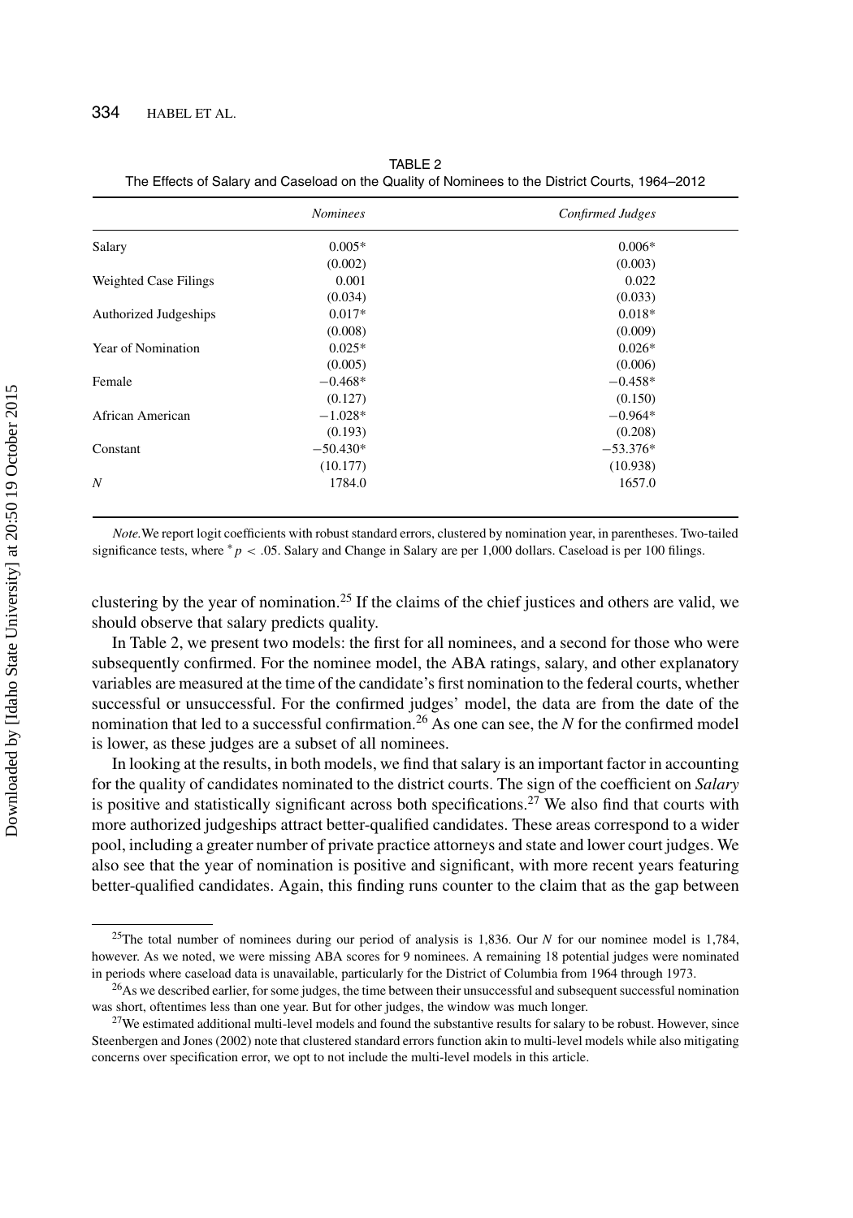TABLE 2
The Effects of Salary and Caseload on the Quality of Nominees to the District Courts, 1964–2012

| | *Nominees* | *Confirmed Judges* |
|---|---|---|
| Salary | 0.005* | 0.006* |
| | (0.002) | (0.003) |
| Weighted Case Filings | 0.001 | 0.022 |
| | (0.034) | (0.033) |
| Authorized Judgeships | 0.017* | 0.018* |
| | (0.008) | (0.009) |
| Year of Nomination | 0.025* | 0.026* |
| | (0.005) | (0.006) |
| Female | −0.468* | −0.458* |
| | (0.127) | (0.150) |
| African American | −1.028* | −0.964* |
| | (0.193) | (0.208) |
| Constant | −50.430* | −53.376* |
| | (10.177) | (10.938) |
| *N* | 1784.0 | 1657.0 |

*Note.* We report logit coefficients with robust standard errors, clustered by nomination year, in parentheses. Two-tailed significance tests, where $^{*}p < .05$. Salary and Change in Salary are per 1,000 dollars. Caseload is per 100 filings.

clustering by the year of nomination.[25] If the claims of the chief justices and others are valid, we should observe that salary predicts quality.

In Table 2, we present two models: the first for all nominees, and a second for those who were subsequently confirmed. For the nominee model, the ABA ratings, salary, and other explanatory variables are measured at the time of the candidate's first nomination to the federal courts, whether successful or unsuccessful. For the confirmed judges' model, the data are from the date of the nomination that led to a successful confirmation.[26] As one can see, the *N* for the confirmed model is lower, as these judges are a subset of all nominees.

In looking at the results, in both models, we find that salary is an important factor in accounting for the quality of candidates nominated to the district courts. The sign of the coefficient on *Salary* is positive and statistically significant across both specifications.[27] We also find that courts with more authorized judgeships attract better-qualified candidates. These areas correspond to a wider pool, including a greater number of private practice attorneys and state and lower court judges. We also see that the year of nomination is positive and significant, with more recent years featuring better-qualified candidates. Again, this finding runs counter to the claim that as the gap between

[25]The total number of nominees during our period of analysis is 1,836. Our *N* for our nominee model is 1,784, however. As we noted, we were missing ABA scores for 9 nominees. A remaining 18 potential judges were nominated in periods where caseload data is unavailable, particularly for the District of Columbia from 1964 through 1973.

[26]As we described earlier, for some judges, the time between their unsuccessful and subsequent successful nomination was short, oftentimes less than one year. But for other judges, the window was much longer.

[27]We estimated additional multi-level models and found the substantive results for salary to be robust. However, since Steenbergen and Jones (2002) note that clustered standard errors function akin to multi-level models while also mitigating concerns over specification error, we opt to not include the multi-level models in this article.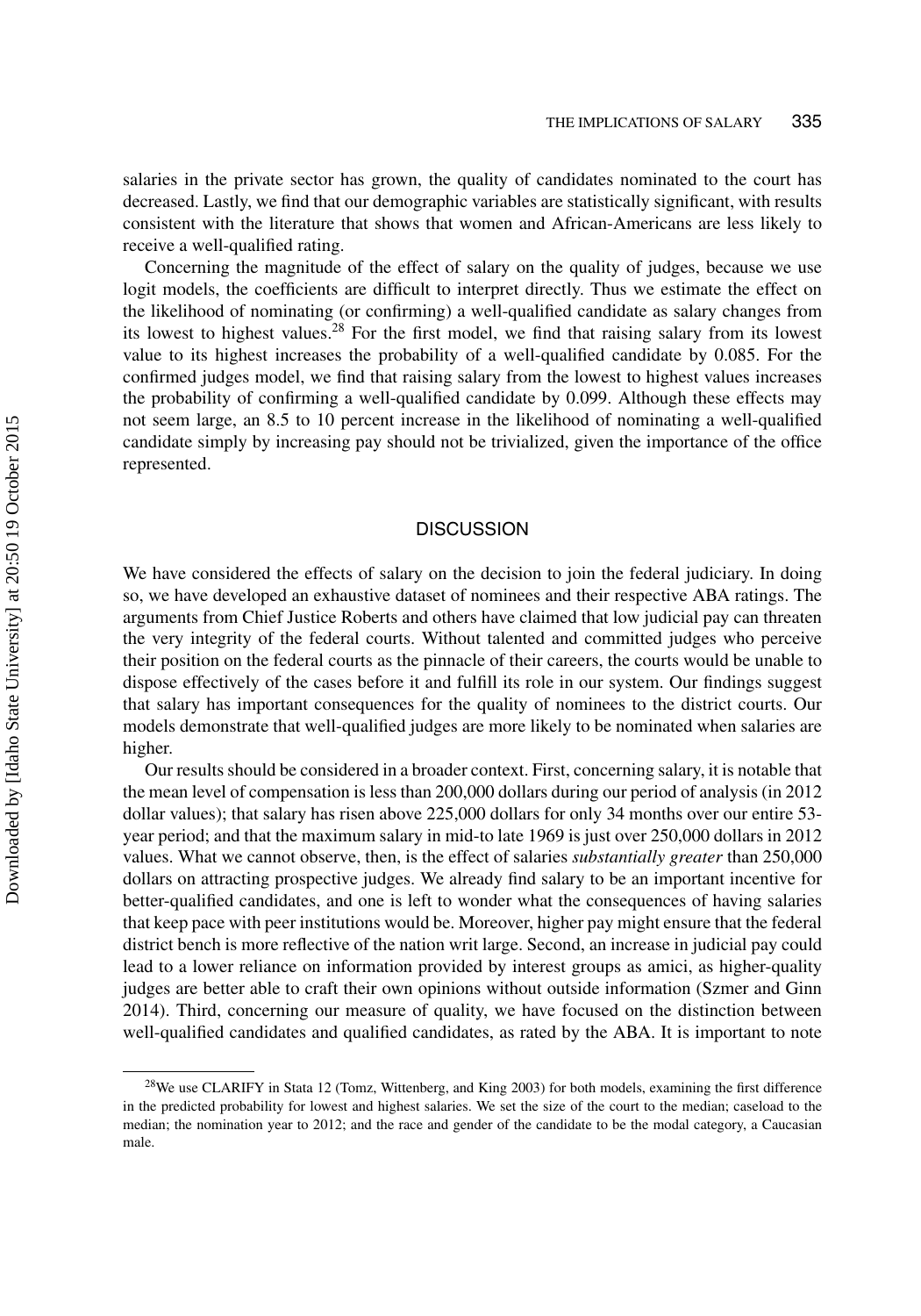salaries in the private sector has grown, the quality of candidates nominated to the court has decreased. Lastly, we find that our demographic variables are statistically significant, with results consistent with the literature that shows that women and African-Americans are less likely to receive a well-qualified rating.

Concerning the magnitude of the effect of salary on the quality of judges, because we use logit models, the coefficients are difficult to interpret directly. Thus we estimate the effect on the likelihood of nominating (or confirming) a well-qualified candidate as salary changes from its lowest to highest values.[28] For the first model, we find that raising salary from its lowest value to its highest increases the probability of a well-qualified candidate by 0.085. For the confirmed judges model, we find that raising salary from the lowest to highest values increases the probability of confirming a well-qualified candidate by 0.099. Although these effects may not seem large, an 8.5 to 10 percent increase in the likelihood of nominating a well-qualified candidate simply by increasing pay should not be trivialized, given the importance of the office represented.

## DISCUSSION

We have considered the effects of salary on the decision to join the federal judiciary. In doing so, we have developed an exhaustive dataset of nominees and their respective ABA ratings. The arguments from Chief Justice Roberts and others have claimed that low judicial pay can threaten the very integrity of the federal courts. Without talented and committed judges who perceive their position on the federal courts as the pinnacle of their careers, the courts would be unable to dispose effectively of the cases before it and fulfill its role in our system. Our findings suggest that salary has important consequences for the quality of nominees to the district courts. Our models demonstrate that well-qualified judges are more likely to be nominated when salaries are higher.

Our results should be considered in a broader context. First, concerning salary, it is notable that the mean level of compensation is less than 200,000 dollars during our period of analysis (in 2012 dollar values); that salary has risen above 225,000 dollars for only 34 months over our entire 53-year period; and that the maximum salary in mid-to late 1969 is just over 250,000 dollars in 2012 values. What we cannot observe, then, is the effect of salaries *substantially greater* than 250,000 dollars on attracting prospective judges. We already find salary to be an important incentive for better-qualified candidates, and one is left to wonder what the consequences of having salaries that keep pace with peer institutions would be. Moreover, higher pay might ensure that the federal district bench is more reflective of the nation writ large. Second, an increase in judicial pay could lead to a lower reliance on information provided by interest groups as amici, as higher-quality judges are better able to craft their own opinions without outside information (Szmer and Ginn 2014). Third, concerning our measure of quality, we have focused on the distinction between well-qualified candidates and qualified candidates, as rated by the ABA. It is important to note

[28] We use CLARIFY in Stata 12 (Tomz, Wittenberg, and King 2003) for both models, examining the first difference in the predicted probability for lowest and highest salaries. We set the size of the court to the median; caseload to the median; the nomination year to 2012; and the race and gender of the candidate to be the modal category, a Caucasian male.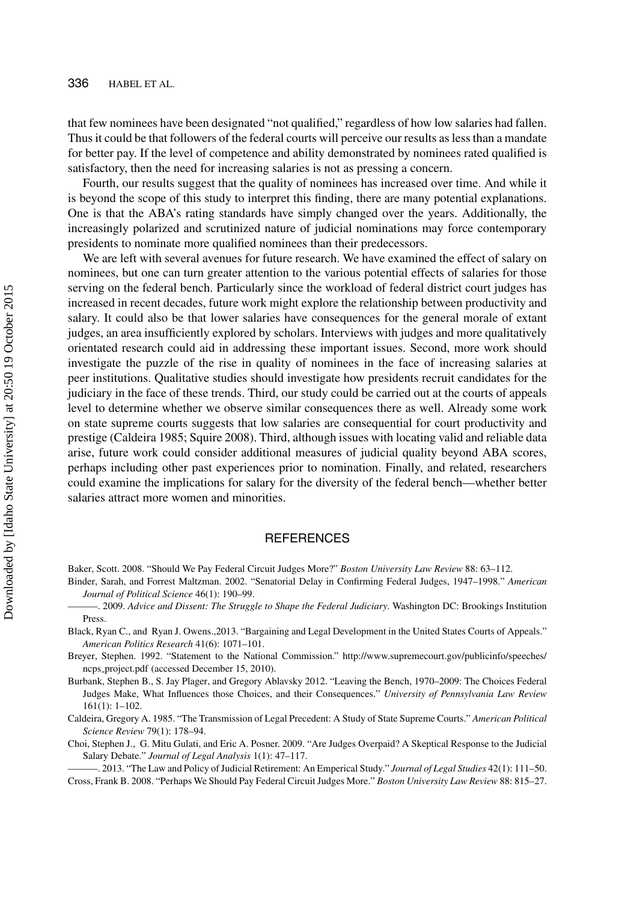that few nominees have been designated "not qualified," regardless of how low salaries had fallen. Thus it could be that followers of the federal courts will perceive our results as less than a mandate for better pay. If the level of competence and ability demonstrated by nominees rated qualified is satisfactory, then the need for increasing salaries is not as pressing a concern.

Fourth, our results suggest that the quality of nominees has increased over time. And while it is beyond the scope of this study to interpret this finding, there are many potential explanations. One is that the ABA's rating standards have simply changed over the years. Additionally, the increasingly polarized and scrutinized nature of judicial nominations may force contemporary presidents to nominate more qualified nominees than their predecessors.

We are left with several avenues for future research. We have examined the effect of salary on nominees, but one can turn greater attention to the various potential effects of salaries for those serving on the federal bench. Particularly since the workload of federal district court judges has increased in recent decades, future work might explore the relationship between productivity and salary. It could also be that lower salaries have consequences for the general morale of extant judges, an area insufficiently explored by scholars. Interviews with judges and more qualitatively orientated research could aid in addressing these important issues. Second, more work should investigate the puzzle of the rise in quality of nominees in the face of increasing salaries at peer institutions. Qualitative studies should investigate how presidents recruit candidates for the judiciary in the face of these trends. Third, our study could be carried out at the courts of appeals level to determine whether we observe similar consequences there as well. Already some work on state supreme courts suggests that low salaries are consequential for court productivity and prestige (Caldeira 1985; Squire 2008). Third, although issues with locating valid and reliable data arise, future work could consider additional measures of judicial quality beyond ABA scores, perhaps including other past experiences prior to nomination. Finally, and related, researchers could examine the implications for salary for the diversity of the federal bench—whether better salaries attract more women and minorities.

## REFERENCES

Baker, Scott. 2008. "Should We Pay Federal Circuit Judges More?" *Boston University Law Review* 88: 63–112.

Binder, Sarah, and Forrest Maltzman. 2002. "Senatorial Delay in Confirming Federal Judges, 1947–1998." *American Journal of Political Science* 46(1): 190–99.

———. 2009. *Advice and Dissent: The Struggle to Shape the Federal Judiciary*. Washington DC: Brookings Institution Press.

Black, Ryan C., and Ryan J. Owens.,2013. "Bargaining and Legal Development in the United States Courts of Appeals." *American Politics Research* 41(6): 1071–101.

Breyer, Stephen. 1992. "Statement to the National Commission." http://www.supremecourt.gov/publicinfo/speeches/ncps_project.pdf (accessed December 15, 2010).

Burbank, Stephen B., S. Jay Plager, and Gregory Ablavsky 2012. "Leaving the Bench, 1970–2009: The Choices Federal Judges Make, What Influences those Choices, and their Consequences." *University of Pennsylvania Law Review* 161(1): 1–102.

Caldeira, Gregory A. 1985. "The Transmission of Legal Precedent: A Study of State Supreme Courts." *American Political Science Review* 79(1): 178–94.

Choi, Stephen J., G. Mitu Gulati, and Eric A. Posner. 2009. "Are Judges Overpaid? A Skeptical Response to the Judicial Salary Debate." *Journal of Legal Analysis* 1(1): 47–117.

———. 2013. "The Law and Policy of Judicial Retirement: An Emperical Study." *Journal of Legal Studies* 42(1): 111–50.

Cross, Frank B. 2008. "Perhaps We Should Pay Federal Circuit Judges More." *Boston University Law Review* 88: 815–27.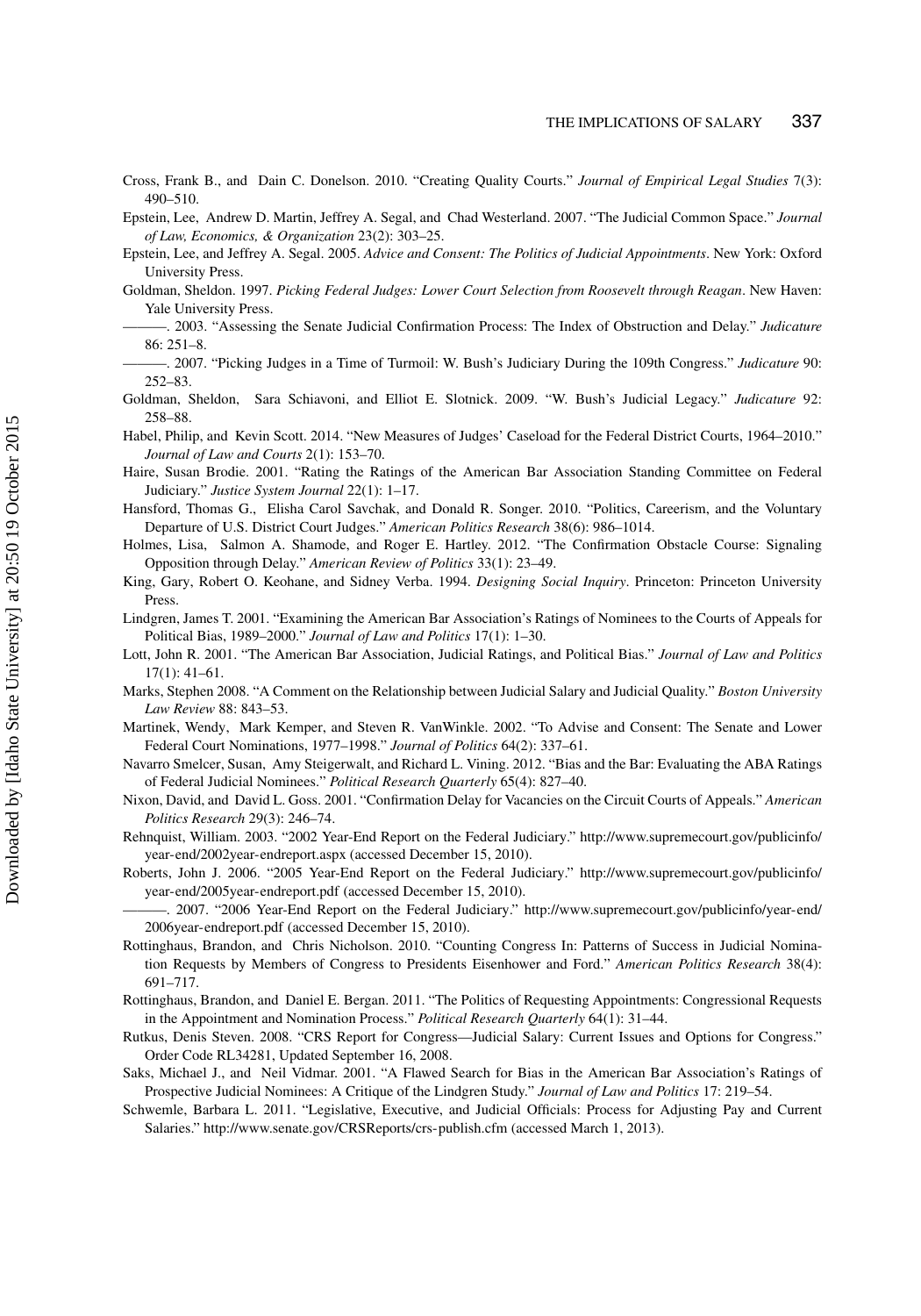Cross, Frank B., and Dain C. Donelson. 2010. "Creating Quality Courts." *Journal of Empirical Legal Studies* 7(3): 490–510.

Epstein, Lee, Andrew D. Martin, Jeffrey A. Segal, and Chad Westerland. 2007. "The Judicial Common Space." *Journal of Law, Economics, & Organization* 23(2): 303–25.

Epstein, Lee, and Jeffrey A. Segal. 2005. *Advice and Consent: The Politics of Judicial Appointments*. New York: Oxford University Press.

Goldman, Sheldon. 1997. *Picking Federal Judges: Lower Court Selection from Roosevelt through Reagan*. New Haven: Yale University Press.

———. 2003. "Assessing the Senate Judicial Confirmation Process: The Index of Obstruction and Delay." *Judicature* 86: 251–8.

———. 2007. "Picking Judges in a Time of Turmoil: W. Bush's Judiciary During the 109th Congress." *Judicature* 90: 252–83.

Goldman, Sheldon, Sara Schiavoni, and Elliot E. Slotnick. 2009. "W. Bush's Judicial Legacy." *Judicature* 92: 258–88.

Habel, Philip, and Kevin Scott. 2014. "New Measures of Judges' Caseload for the Federal District Courts, 1964–2010." *Journal of Law and Courts* 2(1): 153–70.

Haire, Susan Brodie. 2001. "Rating the Ratings of the American Bar Association Standing Committee on Federal Judiciary." *Justice System Journal* 22(1): 1–17.

Hansford, Thomas G., Elisha Carol Savchak, and Donald R. Songer. 2010. "Politics, Careerism, and the Voluntary Departure of U.S. District Court Judges." *American Politics Research* 38(6): 986–1014.

Holmes, Lisa, Salmon A. Shamode, and Roger E. Hartley. 2012. "The Confirmation Obstacle Course: Signaling Opposition through Delay." *American Review of Politics* 33(1): 23–49.

King, Gary, Robert O. Keohane, and Sidney Verba. 1994. *Designing Social Inquiry*. Princeton: Princeton University Press.

Lindgren, James T. 2001. "Examining the American Bar Association's Ratings of Nominees to the Courts of Appeals for Political Bias, 1989–2000." *Journal of Law and Politics* 17(1): 1–30.

Lott, John R. 2001. "The American Bar Association, Judicial Ratings, and Political Bias." *Journal of Law and Politics* 17(1): 41–61.

Marks, Stephen 2008. "A Comment on the Relationship between Judicial Salary and Judicial Quality." *Boston University Law Review* 88: 843–53.

Martinek, Wendy, Mark Kemper, and Steven R. VanWinkle. 2002. "To Advise and Consent: The Senate and Lower Federal Court Nominations, 1977–1998." *Journal of Politics* 64(2): 337–61.

Navarro Smelcer, Susan, Amy Steigerwalt, and Richard L. Vining. 2012. "Bias and the Bar: Evaluating the ABA Ratings of Federal Judicial Nominees." *Political Research Quarterly* 65(4): 827–40.

Nixon, David, and David L. Goss. 2001. "Confirmation Delay for Vacancies on the Circuit Courts of Appeals." *American Politics Research* 29(3): 246–74.

Rehnquist, William. 2003. "2002 Year-End Report on the Federal Judiciary." http://www.supremecourt.gov/publicinfo/year-end/2002year-endreport.aspx (accessed December 15, 2010).

Roberts, John J. 2006. "2005 Year-End Report on the Federal Judiciary." http://www.supremecourt.gov/publicinfo/year-end/2005year-endreport.pdf (accessed December 15, 2010).

———. 2007. "2006 Year-End Report on the Federal Judiciary." http://www.supremecourt.gov/publicinfo/year-end/2006year-endreport.pdf (accessed December 15, 2010).

Rottinghaus, Brandon, and Chris Nicholson. 2010. "Counting Congress In: Patterns of Success in Judicial Nomination Requests by Members of Congress to Presidents Eisenhower and Ford." *American Politics Research* 38(4): 691–717.

Rottinghaus, Brandon, and Daniel E. Bergan. 2011. "The Politics of Requesting Appointments: Congressional Requests in the Appointment and Nomination Process." *Political Research Quarterly* 64(1): 31–44.

Rutkus, Denis Steven. 2008. "CRS Report for Congress—Judicial Salary: Current Issues and Options for Congress." Order Code RL34281, Updated September 16, 2008.

Saks, Michael J., and Neil Vidmar. 2001. "A Flawed Search for Bias in the American Bar Association's Ratings of Prospective Judicial Nominees: A Critique of the Lindgren Study." *Journal of Law and Politics* 17: 219–54.

Schwemle, Barbara L. 2011. "Legislative, Executive, and Judicial Officials: Process for Adjusting Pay and Current Salaries." http://www.senate.gov/CRSReports/crs-publish.cfm (accessed March 1, 2013).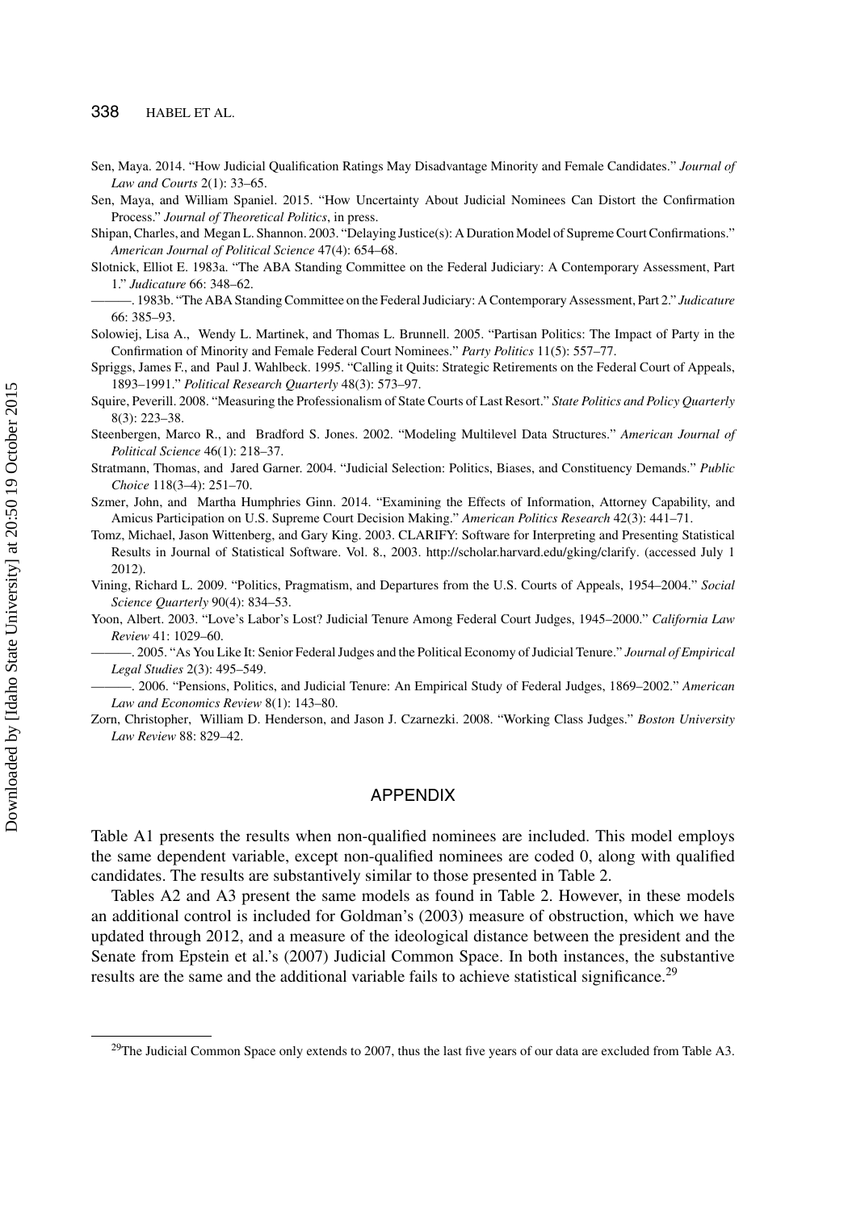Sen, Maya. 2014. "How Judicial Qualification Ratings May Disadvantage Minority and Female Candidates." *Journal of Law and Courts* 2(1): 33–65.

Sen, Maya, and William Spaniel. 2015. "How Uncertainty About Judicial Nominees Can Distort the Confirmation Process." *Journal of Theoretical Politics*, in press.

Shipan, Charles, and Megan L. Shannon. 2003. "Delaying Justice(s): A Duration Model of Supreme Court Confirmations." *American Journal of Political Science* 47(4): 654–68.

Slotnick, Elliot E. 1983a. "The ABA Standing Committee on the Federal Judiciary: A Contemporary Assessment, Part 1." *Judicature* 66: 348–62.

———. 1983b. "The ABA Standing Committee on the Federal Judiciary: A Contemporary Assessment, Part 2." *Judicature* 66: 385–93.

Solowiej, Lisa A., Wendy L. Martinek, and Thomas L. Brunnell. 2005. "Partisan Politics: The Impact of Party in the Confirmation of Minority and Female Federal Court Nominees." *Party Politics* 11(5): 557–77.

Spriggs, James F., and Paul J. Wahlbeck. 1995. "Calling it Quits: Strategic Retirements on the Federal Court of Appeals, 1893–1991." *Political Research Quarterly* 48(3): 573–97.

Squire, Peverill. 2008. "Measuring the Professionalism of State Courts of Last Resort." *State Politics and Policy Quarterly* 8(3): 223–38.

Steenbergen, Marco R., and Bradford S. Jones. 2002. "Modeling Multilevel Data Structures." *American Journal of Political Science* 46(1): 218–37.

Stratmann, Thomas, and Jared Garner. 2004. "Judicial Selection: Politics, Biases, and Constituency Demands." *Public Choice* 118(3–4): 251–70.

Szmer, John, and Martha Humphries Ginn. 2014. "Examining the Effects of Information, Attorney Capability, and Amicus Participation on U.S. Supreme Court Decision Making." *American Politics Research* 42(3): 441–71.

Tomz, Michael, Jason Wittenberg, and Gary King. 2003. CLARIFY: Software for Interpreting and Presenting Statistical Results in Journal of Statistical Software. Vol. 8., 2003. http://scholar.harvard.edu/gking/clarify. (accessed July 1 2012).

Vining, Richard L. 2009. "Politics, Pragmatism, and Departures from the U.S. Courts of Appeals, 1954–2004." *Social Science Quarterly* 90(4): 834–53.

Yoon, Albert. 2003. "Love's Labor's Lost? Judicial Tenure Among Federal Court Judges, 1945–2000." *California Law Review* 41: 1029–60.

———. 2005. "As You Like It: Senior Federal Judges and the Political Economy of Judicial Tenure." *Journal of Empirical Legal Studies* 2(3): 495–549.

———. 2006. "Pensions, Politics, and Judicial Tenure: An Empirical Study of Federal Judges, 1869–2002." *American Law and Economics Review* 8(1): 143–80.

Zorn, Christopher, William D. Henderson, and Jason J. Czarnezki. 2008. "Working Class Judges." *Boston University Law Review* 88: 829–42.

## APPENDIX

Table A1 presents the results when non-qualified nominees are included. This model employs the same dependent variable, except non-qualified nominees are coded 0, along with qualified candidates. The results are substantively similar to those presented in Table 2.

Tables A2 and A3 present the same models as found in Table 2. However, in these models an additional control is included for Goldman's (2003) measure of obstruction, which we have updated through 2012, and a measure of the ideological distance between the president and the Senate from Epstein et al.'s (2007) Judicial Common Space. In both instances, the substantive results are the same and the additional variable fails to achieve statistical significance.[29]

[29]The Judicial Common Space only extends to 2007, thus the last five years of our data are excluded from Table A3.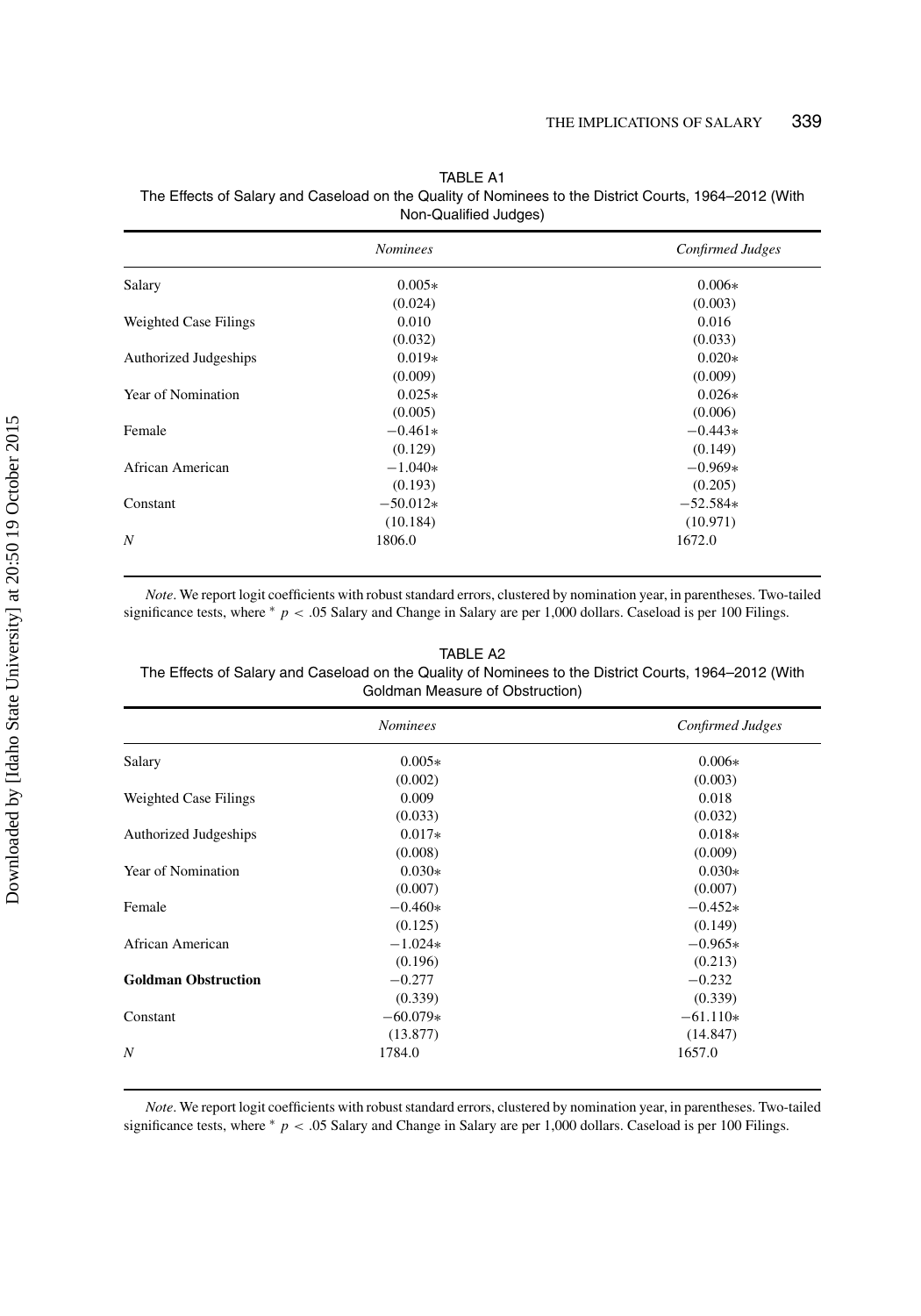TABLE A1

The Effects of Salary and Caseload on the Quality of Nominees to the District Courts, 1964–2012 (With Non-Qualified Judges)

| | *Nominees* | *Confirmed Judges* |
|---|---|---|
| Salary | 0.005* | 0.006* |
| | (0.024) | (0.003) |
| Weighted Case Filings | 0.010 | 0.016 |
| | (0.032) | (0.033) |
| Authorized Judgeships | 0.019* | 0.020* |
| | (0.009) | (0.009) |
| Year of Nomination | 0.025* | 0.026* |
| | (0.005) | (0.006) |
| Female | −0.461* | −0.443* |
| | (0.129) | (0.149) |
| African American | −1.040* | −0.969* |
| | (0.193) | (0.205) |
| Constant | −50.012* | −52.584* |
| | (10.184) | (10.971) |
| *N* | 1806.0 | 1672.0 |

*Note*. We report logit coefficients with robust standard errors, clustered by nomination year, in parentheses. Two-tailed significance tests, where * $p < .05$ Salary and Change in Salary are per 1,000 dollars. Caseload is per 100 Filings.

TABLE A2

The Effects of Salary and Caseload on the Quality of Nominees to the District Courts, 1964–2012 (With Goldman Measure of Obstruction)

| | *Nominees* | *Confirmed Judges* |
|---|---|---|
| Salary | 0.005* | 0.006* |
| | (0.002) | (0.003) |
| Weighted Case Filings | 0.009 | 0.018 |
| | (0.033) | (0.032) |
| Authorized Judgeships | 0.017* | 0.018* |
| | (0.008) | (0.009) |
| Year of Nomination | 0.030* | 0.030* |
| | (0.007) | (0.007) |
| Female | −0.460* | −0.452* |
| | (0.125) | (0.149) |
| African American | −1.024* | −0.965* |
| | (0.196) | (0.213) |
| **Goldman Obstruction** | −0.277 | −0.232 |
| | (0.339) | (0.339) |
| Constant | −60.079* | −61.110* |
| | (13.877) | (14.847) |
| *N* | 1784.0 | 1657.0 |

*Note*. We report logit coefficients with robust standard errors, clustered by nomination year, in parentheses. Two-tailed significance tests, where * $p < .05$ Salary and Change in Salary are per 1,000 dollars. Caseload is per 100 Filings.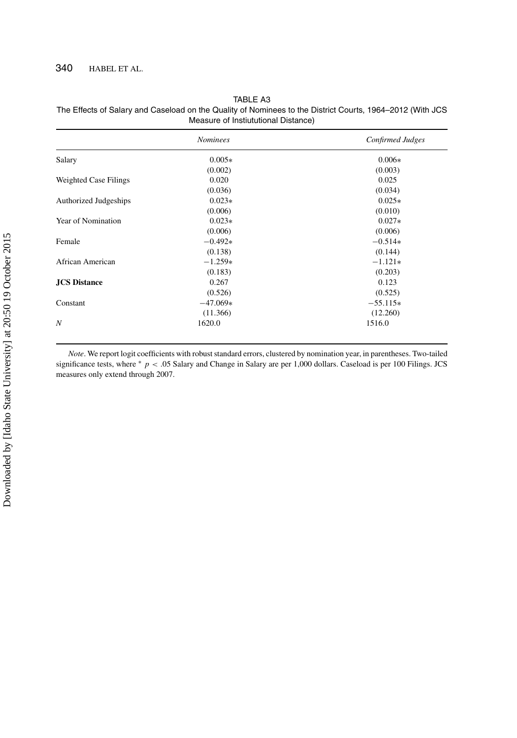TABLE A3

The Effects of Salary and Caseload on the Quality of Nominees to the District Courts, 1964–2012 (With JCS Measure of Instiutional Distance)

| | *Nominees* | *Confirmed Judges* |
|---|---|---|
| Salary | 0.005* | 0.006* |
| | (0.002) | (0.003) |
| Weighted Case Filings | 0.020 | 0.025 |
| | (0.036) | (0.034) |
| Authorized Judgeships | 0.023* | 0.025* |
| | (0.006) | (0.010) |
| Year of Nomination | 0.023* | 0.027* |
| | (0.006) | (0.006) |
| Female | −0.492* | −0.514* |
| | (0.138) | (0.144) |
| African American | −1.259* | −1.121* |
| | (0.183) | (0.203) |
| **JCS Distance** | 0.267 | 0.123 |
| | (0.526) | (0.525) |
| Constant | −47.069* | −55.115* |
| | (11.366) | (12.260) |
| *N* | 1620.0 | 1516.0 |

*Note*. We report logit coefficients with robust standard errors, clustered by nomination year, in parentheses. Two-tailed significance tests, where * $p < .05$ Salary and Change in Salary are per 1,000 dollars. Caseload is per 100 Filings. JCS measures only extend through 2007.